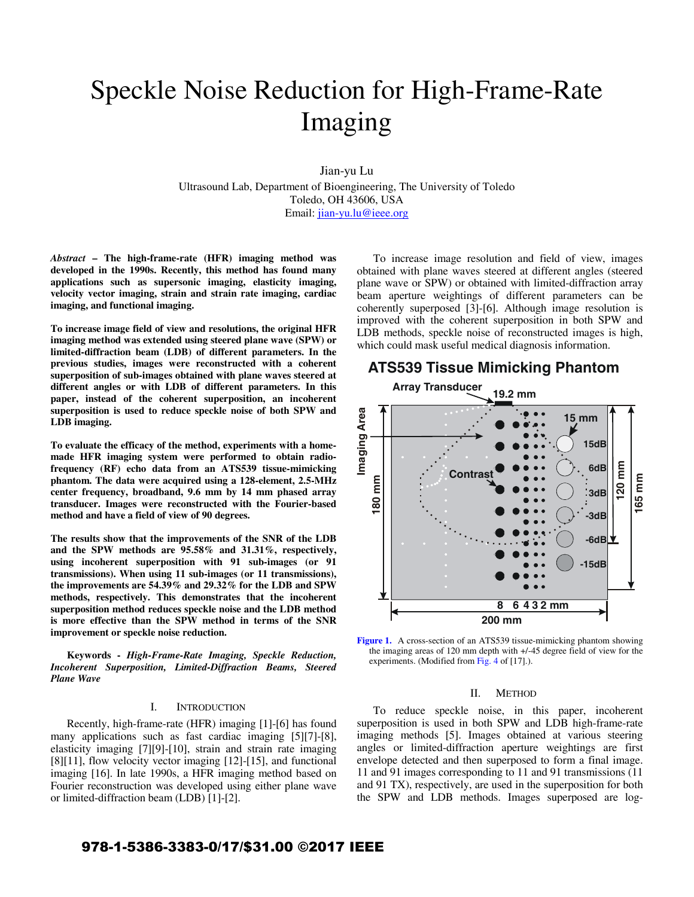# Speckle Noise Reduction for High-Frame-Rate Imaging

Jian-yu Lu
Ultrasound Lab, Department of Bioengineering, The University of Toledo
Toledo, OH 43606, USA
Email: jian-yu.lu@ieee.org

***Abstract* – The high-frame-rate (HFR) imaging method was developed in the 1990s. Recently, this method has found many applications such as supersonic imaging, elasticity imaging, velocity vector imaging, strain and strain rate imaging, cardiac imaging, and functional imaging.**

**To increase image field of view and resolutions, the original HFR imaging method was extended using steered plane wave (SPW) or limited-diffraction beam (LDB) of different parameters. In the previous studies, images were reconstructed with a coherent superposition of sub-images obtained with plane waves steered at different angles or with LDB of different parameters. In this paper, instead of the coherent superposition, an incoherent superposition is used to reduce speckle noise of both SPW and LDB imaging.**

**To evaluate the efficacy of the method, experiments with a home-made HFR imaging system were performed to obtain radio-frequency (RF) echo data from an ATS539 tissue-mimicking phantom. The data were acquired using a 128-element, 2.5-MHz center frequency, broadband, 9.6 mm by 14 mm phased array transducer. Images were reconstructed with the Fourier-based method and have a field of view of 90 degrees.**

**The results show that the improvements of the SNR of the LDB and the SPW methods are 95.58% and 31.31%, respectively, using incoherent superposition with 91 sub-images (or 91 transmissions). When using 11 sub-images (or 11 transmissions), the improvements are 54.39% and 29.32% for the LDB and SPW methods, respectively. This demonstrates that the incoherent superposition method reduces speckle noise and the LDB method is more effective than the SPW method in terms of the SNR improvement or speckle noise reduction.**

**Keywords -** ***High-Frame-Rate Imaging, Speckle Reduction, Incoherent Superposition, Limited-Diffraction Beams, Steered Plane Wave***

## I. INTRODUCTION

Recently, high-frame-rate (HFR) imaging [1]-[6] has found many applications such as fast cardiac imaging [5][7]-[8], elasticity imaging [7][9]-[10], strain and strain rate imaging [8][11], flow velocity vector imaging [12]-[15], and functional imaging [16]. In late 1990s, a HFR imaging method based on Fourier reconstruction was developed using either plane wave or limited-diffraction beam (LDB) [1]-[2].

To increase image resolution and field of view, images obtained with plane waves steered at different angles (steered plane wave or SPW) or obtained with limited-diffraction array beam aperture weightings of different parameters can be coherently superposed [3]-[6]. Although image resolution is improved with the coherent superposition in both SPW and LDB methods, speckle noise of reconstructed images is high, which could mask useful medical diagnosis information.

**ATS539 Tissue Mimicking Phantom**

Figure 1. A cross-section of an ATS539 tissue-mimicking phantom showing the imaging areas of 120 mm depth with +/-45 degree field of view for the experiments. (Modified from Fig. 4 of [17].).

## II. METHOD

To reduce speckle noise, in this paper, incoherent superposition is used in both SPW and LDB high-frame-rate imaging methods [5]. Images obtained at various steering angles or limited-diffraction aperture weightings are first envelope detected and then superposed to form a final image. 11 and 91 images corresponding to 11 and 91 transmissions (11 and 91 TX), respectively, are used in the superposition for both the SPW and LDB methods. Images superposed are log-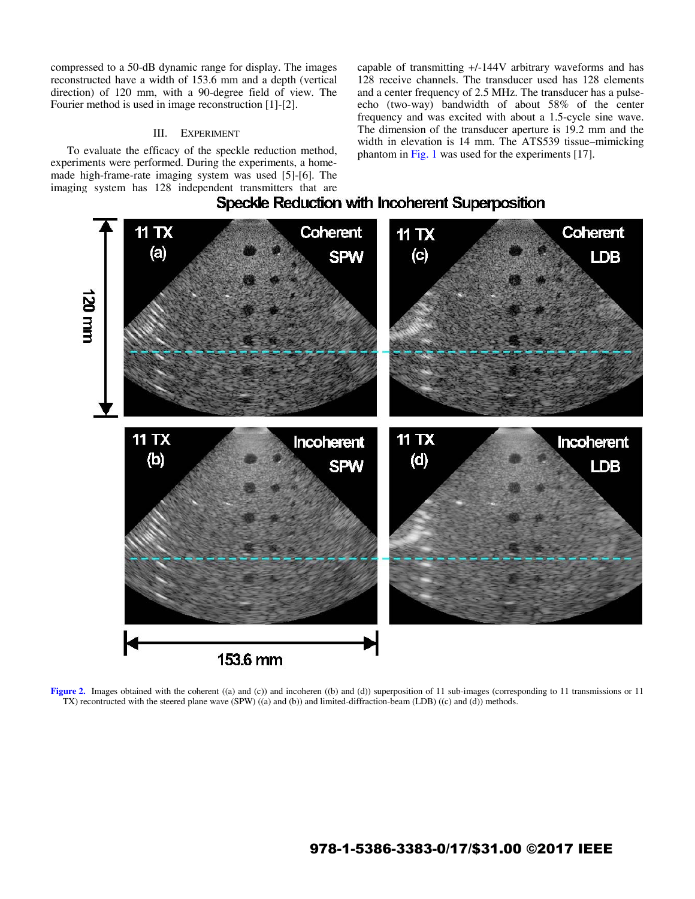compressed to a 50-dB dynamic range for display. The images reconstructed have a width of 153.6 mm and a depth (vertical direction) of 120 mm, with a 90-degree field of view. The Fourier method is used in image reconstruction [1]-[2].

## III. EXPERIMENT

To evaluate the efficacy of the speckle reduction method, experiments were performed. During the experiments, a home-made high-frame-rate imaging system was used [5]-[6]. The imaging system has 128 independent transmitters that are capable of transmitting +/-144V arbitrary waveforms and has 128 receive channels. The transducer used has 128 elements and a center frequency of 2.5 MHz. The transducer has a pulse-echo (two-way) bandwidth of about 58% of the center frequency and was excited with about a 1.5-cycle sine wave. The dimension of the transducer aperture is 19.2 mm and the width in elevation is 14 mm. The ATS539 tissue–mimicking phantom in Fig. 1 was used for the experiments [17].

**Figure 2.** Images obtained with the coherent ((a) and (c)) and incoheren ((b) and (d)) superposition of 11 sub-images (corresponding to 11 transmissions or 11 TX) recontructed with the steered plane wave (SPW) ((a) and (b)) and limited-diffraction-beam (LDB) ((c) and (d)) methods.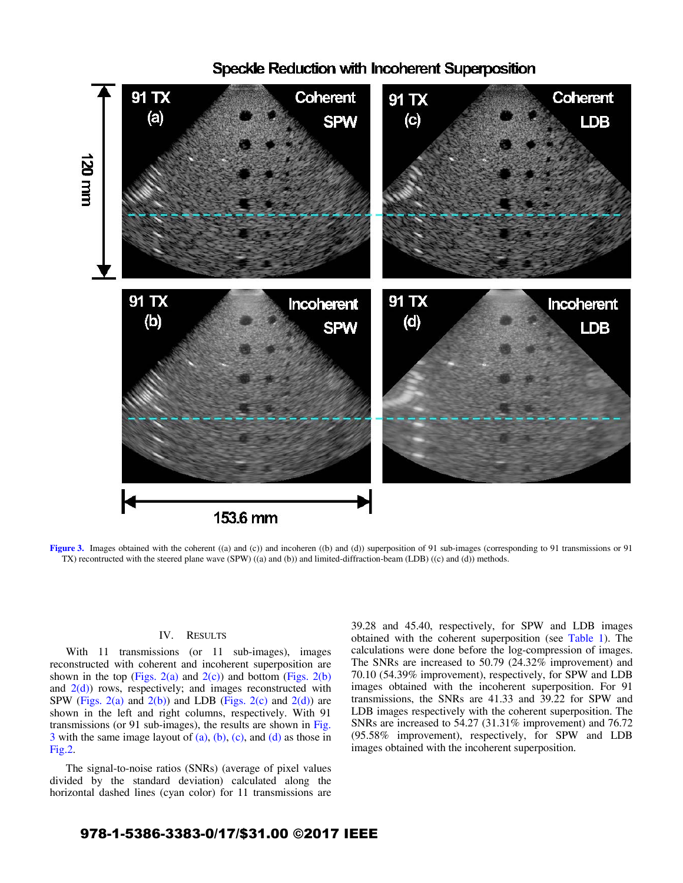Figure 3. Images obtained with the coherent ((a) and (c)) and incoheren ((b) and (d)) superposition of 91 sub-images (corresponding to 91 transmissions or 91 TX) recontructed with the steered plane wave (SPW) ((a) and (b)) and limited-diffraction-beam (LDB) ((c) and (d)) methods.

## IV. RESULTS

With 11 transmissions (or 11 sub-images), images reconstructed with coherent and incoherent superposition are shown in the top (Figs. 2(a) and 2(c)) and bottom (Figs. 2(b) and 2(d)) rows, respectively; and images reconstructed with SPW (Figs. 2(a) and 2(b)) and LDB (Figs. 2(c) and 2(d)) are shown in the left and right columns, respectively. With 91 transmissions (or 91 sub-images), the results are shown in Fig. 3 with the same image layout of (a), (b), (c), and (d) as those in Fig.2.

The signal-to-noise ratios (SNRs) (average of pixel values divided by the standard deviation) calculated along the horizontal dashed lines (cyan color) for 11 transmissions are 39.28 and 45.40, respectively, for SPW and LDB images obtained with the coherent superposition (see Table 1). The calculations were done before the log-compression of images. The SNRs are increased to 50.79 (24.32% improvement) and 70.10 (54.39% improvement), respectively, for SPW and LDB images obtained with the incoherent superposition. For 91 transmissions, the SNRs are 41.33 and 39.22 for SPW and LDB images respectively with the coherent superposition. The SNRs are increased to 54.27 (31.31% improvement) and 76.72 (95.58% improvement), respectively, for SPW and LDB images obtained with the incoherent superposition.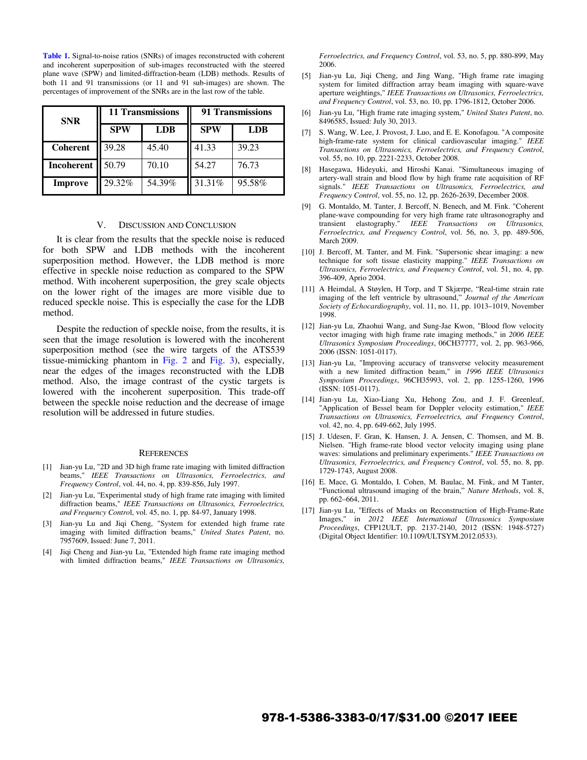**Table 1.** Signal-to-noise ratios (SNRs) of images reconstructed with coherent and incoherent superposition of sub-images reconstructed with the steered plane wave (SPW) and limited-diffraction-beam (LDB) methods. Results of both 11 and 91 transmissions (or 11 and 91 sub-images) are shown. The percentages of improvement of the SNRs are in the last row of the table.

| SNR | 11 Transmissions | | 91 Transmissions | |
|---|---|---|---|---|
| | SPW | LDB | SPW | LDB |
| **Coherent** | 39.28 | 45.40 | 41.33 | 39.23 |
| **Incoherent** | 50.79 | 70.10 | 54.27 | 76.73 |
| **Improve** | 29.32% | 54.39% | 31.31% | 95.58% |

## V. Discussion and Conclusion

It is clear from the results that the speckle noise is reduced for both SPW and LDB methods with the incoherent superposition method. However, the LDB method is more effective in speckle noise reduction as compared to the SPW method. With incoherent superposition, the grey scale objects on the lower right of the images are more visible due to reduced speckle noise. This is especially the case for the LDB method.

Despite the reduction of speckle noise, from the results, it is seen that the image resolution is lowered with the incoherent superposition method (see the wire targets of the ATS539 tissue-mimicking phantom in Fig. 2 and Fig. 3), especially, near the edges of the images reconstructed with the LDB method. Also, the image contrast of the cystic targets is lowered with the incoherent superposition. This trade-off between the speckle noise reduction and the decrease of image resolution will be addressed in future studies.

## References

[1] Jian-yu Lu, "2D and 3D high frame rate imaging with limited diffraction beams," *IEEE Transactions on Ultrasonics, Ferroelectrics, and Frequency Control*, vol. 44, no. 4, pp. 839-856, July 1997.

[2] Jian-yu Lu, "Experimental study of high frame rate imaging with limited diffraction beams," *IEEE Transactions on Ultrasonics, Ferroelectrics, and Frequency Contro*l, vol. 45, no. 1, pp. 84-97, January 1998.

[3] Jian-yu Lu and Jiqi Cheng, "System for extended high frame rate imaging with limited diffraction beams," *United States Patent*, no. 7957609, Issued: June 7, 2011.

[4] Jiqi Cheng and Jian-yu Lu, "Extended high frame rate imaging method with limited diffraction beams," *IEEE Transactions on Ultrasonics, Ferroelectrics, and Frequency Control*, vol. 53, no. 5, pp. 880-899, May 2006.

[5] Jian-yu Lu, Jiqi Cheng, and Jing Wang, "High frame rate imaging system for limited diffraction array beam imaging with square-wave aperture weightings," *IEEE Transactions on Ultrasonics, Ferroelectrics, and Frequency Control*, vol. 53, no. 10, pp. 1796-1812, October 2006.

[6] Jian-yu Lu, "High frame rate imaging system," *United States Patent*, no. 8496585, Issued: July 30, 2013.

[7] S. Wang, W. Lee, J. Provost, J. Luo, and E. E. Konofagou. "A composite high-frame-rate system for clinical cardiovascular imaging." *IEEE Transactions on Ultrasonics, Ferroelectrics, and Frequency Control*, vol. 55, no. 10, pp. 2221-2233, October 2008.

[8] Hasegawa, Hideyuki, and Hiroshi Kanai. "Simultaneous imaging of artery-wall strain and blood flow by high frame rate acquisition of RF signals." *IEEE Transactions on Ultrasonics, Ferroelectrics, and Frequency Control*, vol. 55, no. 12, pp. 2626-2639, December 2008.

[9] G. Montaldo, M. Tanter, J. Bercoff, N. Benech, and M. Fink. "Coherent plane-wave compounding for very high frame rate ultrasonography and transient elastography." *IEEE Transactions on Ultrasonics, Ferroelectrics, and Frequency Control*, vol. 56, no. 3, pp. 489-506, March 2009.

[10] J. Bercoff, M. Tanter, and M. Fink. "Supersonic shear imaging: a new technique for soft tissue elasticity mapping." *IEEE Transactions on Ultrasonics, Ferroelectrics, and Frequency Control*, vol. 51, no. 4, pp. 396-409, Aprio 2004.

[11] A Heimdal, A Støylen, H Torp, and T Skjærpe, "Real-time strain rate imaging of the left ventricle by ultrasound," *Journal of the American Society of Echocardiography*, vol. 11, no. 11, pp. 1013–1019, November 1998.

[12] Jian-yu Lu, Zhaohui Wang, and Sung-Jae Kwon, "Blood flow velocity vector imaging with high frame rate imaging methods," in *2006 IEEE Ultrasonics Symposium Proceedings*, 06CH37777, vol. 2, pp. 963-966, 2006 (ISSN: 1051-0117).

[13] Jian-yu Lu, "Improving accuracy of transverse velocity measurement with a new limited diffraction beam," in *1996 IEEE Ultrasonics Symposium Proceedings*, 96CH35993, vol. 2, pp. 1255-1260, 1996 (ISSN: 1051-0117).

[14] Jian-yu Lu, Xiao-Liang Xu, Hehong Zou, and J. F. Greenleaf, "Application of Bessel beam for Doppler velocity estimation," *IEEE Transactions on Ultrasonics, Ferroelectrics, and Frequency Control*, vol. 42, no. 4, pp. 649-662, July 1995.

[15] J. Udesen, F. Gran, K. Hansen, J. A. Jensen, C. Thomsen, and M. B. Nielsen. "High frame-rate blood vector velocity imaging using plane waves: simulations and preliminary experiments." *IEEE Transactions on Ultrasonics, Ferroelectrics, and Frequency Control*, vol. 55, no. 8, pp. 1729-1743, August 2008.

[16] E. Mace, G. Montaldo, I. Cohen, M. Baulac, M. Fink, and M Tanter, "Functional ultrasound imaging of the brain," *Nature Methods*, vol. 8, pp. 662–664, 2011.

[17] Jian-yu Lu, "Effects of Masks on Reconstruction of High-Frame-Rate Images," in *2012 IEEE International Ultrasonics Symposium Proceedings*, CFP12ULT, pp. 2137-2140, 2012 (ISSN: 1948-5727) (Digital Object Identifier: 10.1109/ULTSYM.2012.0533).